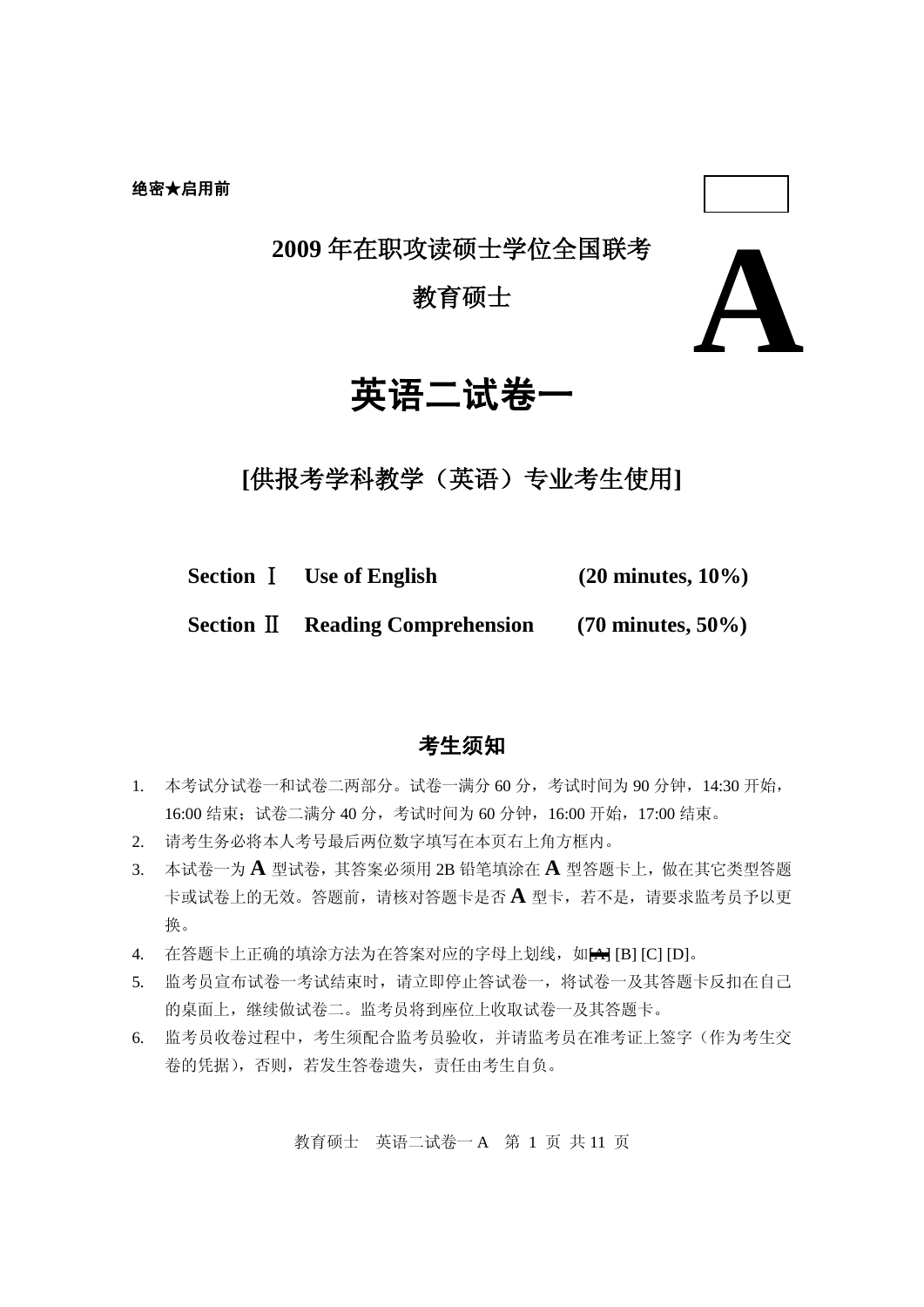**绝密★启用前**

# 2009 年在职攻读硕士学位全国联考

## 教育硕士

# A

# 英语二试卷一

## [供报考学科教学（英语）专业考生使用]

| | | |
|---|---|---|
| **Section Ⅰ** | **Use of English** | **(20 minutes, 10%)** |
| **Section Ⅱ** | **Reading Comprehension** | **(70 minutes, 50%)** |

## 考生须知

1. 本考试分试卷一和试卷二两部分。试卷一满分 60 分，考试时间为 90 分钟，14:30 开始，16:00 结束；试卷二满分 40 分，考试时间为 60 分钟，16:00 开始，17:00 结束。
2. 请考生务必将本人考号最后两位数字填写在本页右上角方框内。
3. 本试卷一为 **A** 型试卷，其答案必须用 2B 铅笔填涂在 **A** 型答题卡上，做在其它类型答题卡或试卷上的无效。答题前，请核对答题卡是否 **A** 型卡，若不是，请要求监考员予以更换。
4. 在答题卡上正确的填涂方法为在答案对应的字母上划线，如~~[A]~~ [B] [C] [D]。
5. 监考员宣布试卷一考试结束时，请立即停止答试卷一，将试卷一及其答题卡反扣在自己的桌面上，继续做试卷二。监考员将到座位上收取试卷一及其答题卡。
6. 监考员收卷过程中，考生须配合监考员验收，并请监考员在准考证上签字（作为考生交卷的凭据），否则，若发生答卷遗失，责任由考生自负。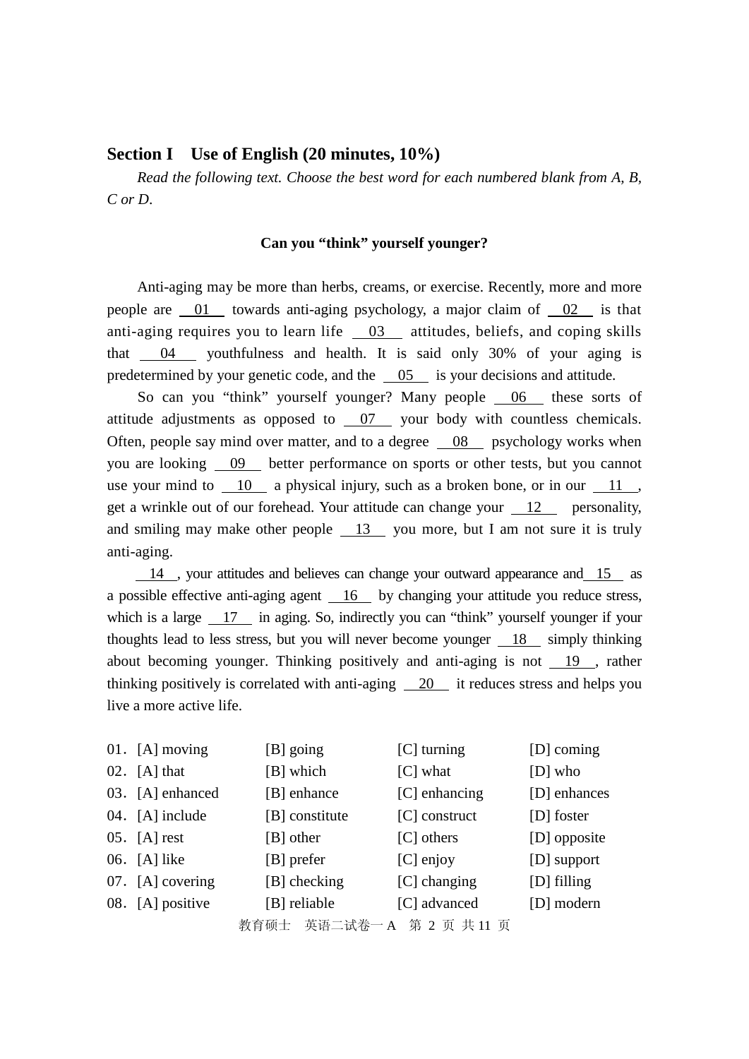## Section I Use of English (20 minutes, 10%)

*Read the following text. Choose the best word for each numbered blank from A, B, C or D.*

**Can you "think" yourself younger?**

Anti-aging may be more than herbs, creams, or exercise. Recently, more and more people are __01__ towards anti-aging psychology, a major claim of __02__ is that anti-aging requires you to learn life __03__ attitudes, beliefs, and coping skills that __04__ youthfulness and health. It is said only 30% of your aging is predetermined by your genetic code, and the __05__ is your decisions and attitude.

So can you "think" yourself younger? Many people __06__ these sorts of attitude adjustments as opposed to __07__ your body with countless chemicals. Often, people say mind over matter, and to a degree __08__ psychology works when you are looking __09__ better performance on sports or other tests, but you cannot use your mind to __10__ a physical injury, such as a broken bone, or in our __11__, get a wrinkle out of our forehead. Your attitude can change your __12__ personality, and smiling may make other people __13__ you more, but I am not sure it is truly anti-aging.

__14__, your attitudes and believes can change your outward appearance and __15__ as a possible effective anti-aging agent __16__ by changing your attitude you reduce stress, which is a large __17__ in aging. So, indirectly you can "think" yourself younger if your thoughts lead to less stress, but you will never become younger __18__ simply thinking about becoming younger. Thinking positively and anti-aging is not __19__, rather thinking positively is correlated with anti-aging __20__ it reduces stress and helps you live a more active life.

01. [A] moving [B] going [C] turning [D] coming
02. [A] that [B] which [C] what [D] who
03. [A] enhanced [B] enhance [C] enhancing [D] enhances
04. [A] include [B] constitute [C] construct [D] foster
05. [A] rest [B] other [C] others [D] opposite
06. [A] like [B] prefer [C] enjoy [D] support
07. [A] covering [B] checking [C] changing [D] filling
08. [A] positive [B] reliable [C] advanced [D] modern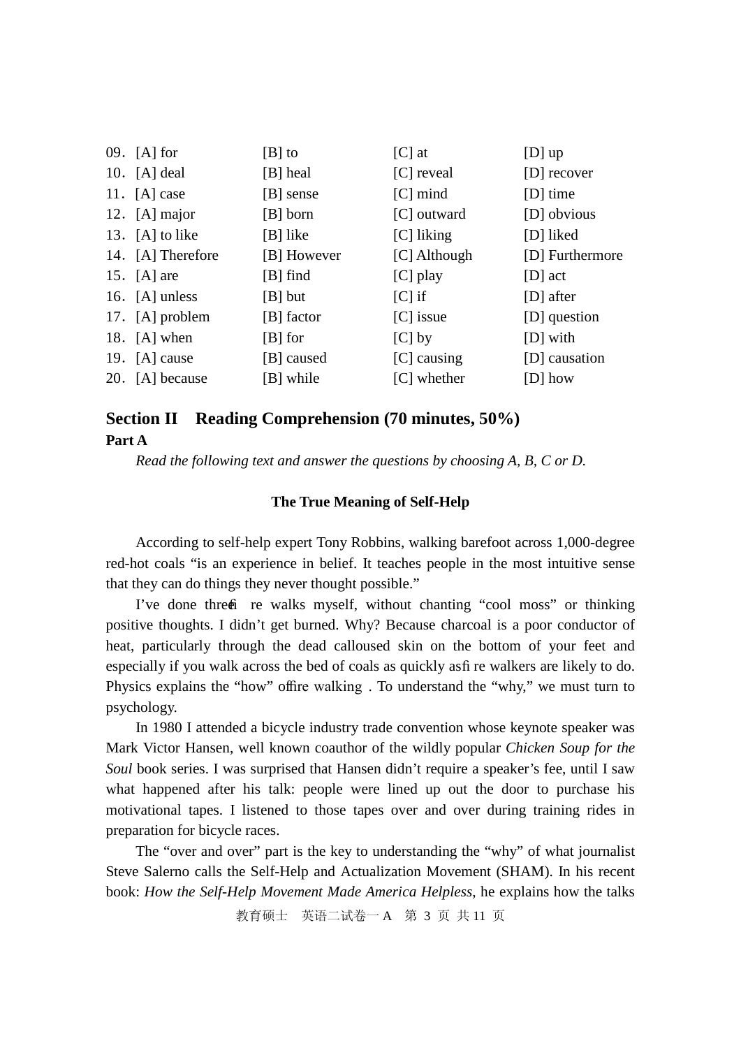09. [A] for [B] to [C] at [D] up
10. [A] deal [B] heal [C] reveal [D] recover
11. [A] case [B] sense [C] mind [D] time
12. [A] major [B] born [C] outward [D] obvious
13. [A] to like [B] like [C] liking [D] liked
14. [A] Therefore [B] However [C] Although [D] Furthermore
15. [A] are [B] find [C] play [D] act
16. [A] unless [B] but [C] if [D] after
17. [A] problem [B] factor [C] issue [D] question
18. [A] when [B] for [C] by [D] with
19. [A] cause [B] caused [C] causing [D] causation
20. [A] because [B] while [C] whether [D] how

## Section II Reading Comprehension (70 minutes, 50%)

### Part A

*Read the following text and answer the questions by choosing A, B, C or D.*

**The True Meaning of Self-Help**

According to self-help expert Tony Robbins, walking barefoot across 1,000-degree red-hot coals "is an experience in belief. It teaches people in the most intuitive sense that they can do things they never thought possible."

I've done three fire walks myself, without chanting "cool moss" or thinking positive thoughts. I didn't get burned. Why? Because charcoal is a poor conductor of heat, particularly through the dead calloused skin on the bottom of your feet and especially if you walk across the bed of coals as quickly as fire walkers are likely to do. Physics explains the "how" of fire walking. To understand the "why," we must turn to psychology.

In 1980 I attended a bicycle industry trade convention whose keynote speaker was Mark Victor Hansen, well known coauthor of the wildly popular *Chicken Soup for the Soul* book series. I was surprised that Hansen didn't require a speaker's fee, until I saw what happened after his talk: people were lined up out the door to purchase his motivational tapes. I listened to those tapes over and over during training rides in preparation for bicycle races.

The "over and over" part is the key to understanding the "why" of what journalist Steve Salerno calls the Self-Help and Actualization Movement (SHAM). In his recent book: *How the Self-Help Movement Made America Helpless*, he explains how the talks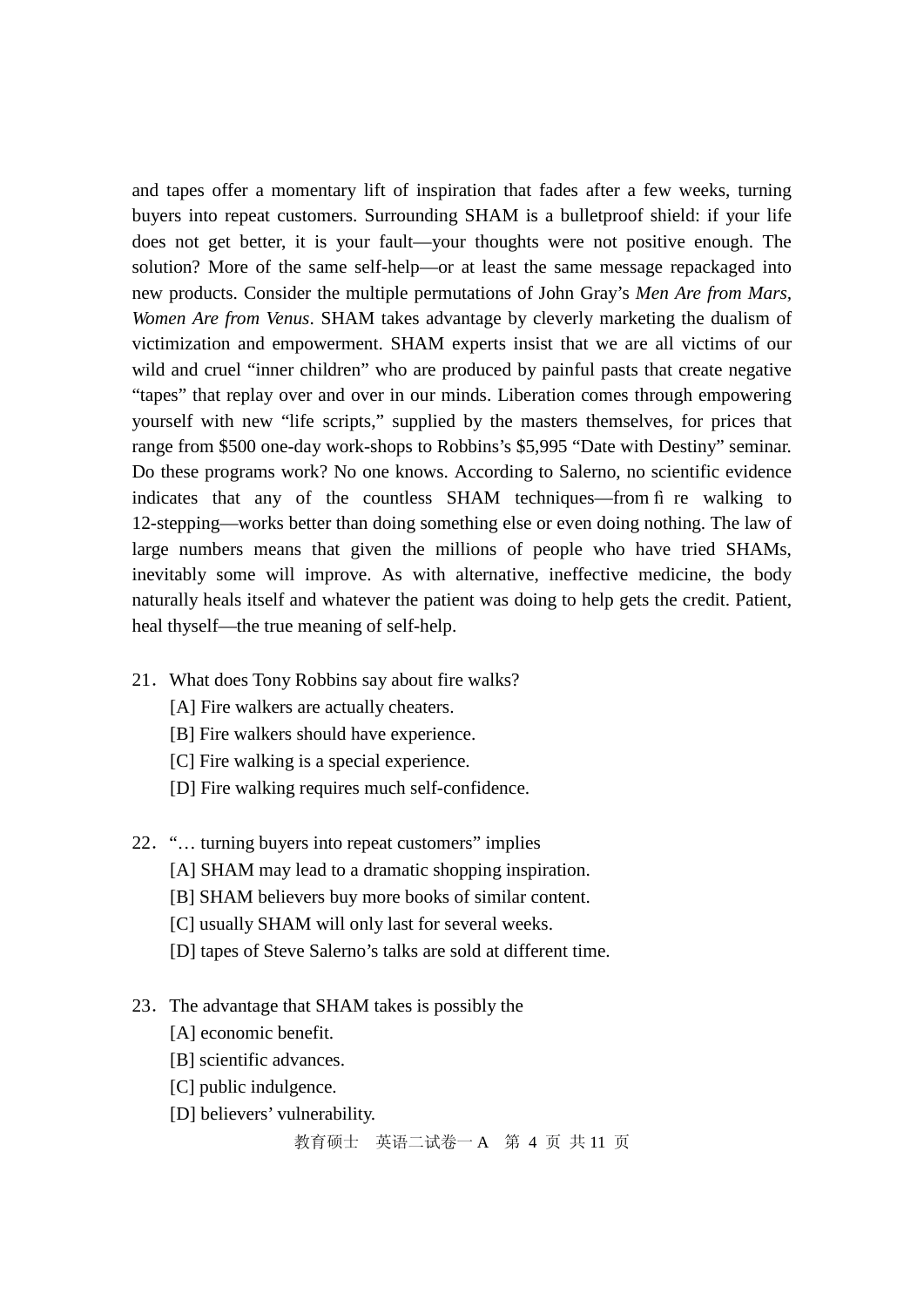and tapes offer a momentary lift of inspiration that fades after a few weeks, turning buyers into repeat customers. Surrounding SHAM is a bulletproof shield: if your life does not get better, it is your fault—your thoughts were not positive enough. The solution? More of the same self-help—or at least the same message repackaged into new products. Consider the multiple permutations of John Gray's *Men Are from Mars, Women Are from Venus*. SHAM takes advantage by cleverly marketing the dualism of victimization and empowerment. SHAM experts insist that we are all victims of our wild and cruel "inner children" who are produced by painful pasts that create negative "tapes" that replay over and over in our minds. Liberation comes through empowering yourself with new "life scripts," supplied by the masters themselves, for prices that range from $500 one-day work-shops to Robbins's $5,995 "Date with Destiny" seminar. Do these programs work? No one knows. According to Salerno, no scientific evidence indicates that any of the countless SHAM techniques—from fire walking to 12-stepping—works better than doing something else or even doing nothing. The law of large numbers means that given the millions of people who have tried SHAMs, inevitably some will improve. As with alternative, ineffective medicine, the body naturally heals itself and whatever the patient was doing to help gets the credit. Patient, heal thyself—the true meaning of self-help.

21. What does Tony Robbins say about fire walks?
    [A] Fire walkers are actually cheaters.
    [B] Fire walkers should have experience.
    [C] Fire walking is a special experience.
    [D] Fire walking requires much self-confidence.

22. "… turning buyers into repeat customers" implies
    [A] SHAM may lead to a dramatic shopping inspiration.
    [B] SHAM believers buy more books of similar content.
    [C] usually SHAM will only last for several weeks.
    [D] tapes of Steve Salerno's talks are sold at different time.

23. The advantage that SHAM takes is possibly the
    [A] economic benefit.
    [B] scientific advances.
    [C] public indulgence.
    [D] believers' vulnerability.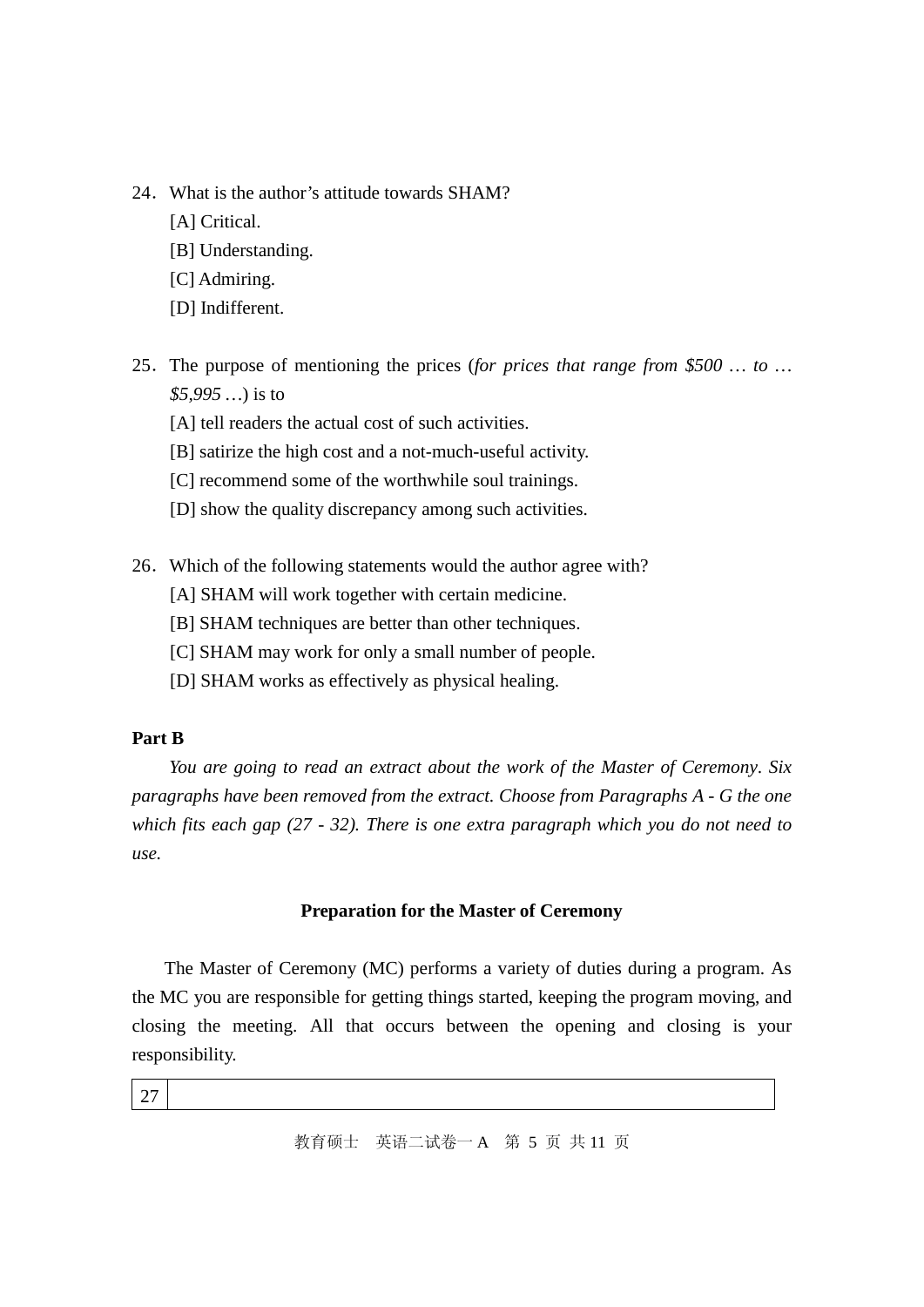24. What is the author's attitude towards SHAM?

[A] Critical.

[B] Understanding.

[C] Admiring.

[D] Indifferent.

25. The purpose of mentioning the prices (*for prices that range from $500 … to … $5,995 …*) is to

[A] tell readers the actual cost of such activities.

[B] satirize the high cost and a not-much-useful activity.

[C] recommend some of the worthwhile soul trainings.

[D] show the quality discrepancy among such activities.

26. Which of the following statements would the author agree with?

[A] SHAM will work together with certain medicine.

[B] SHAM techniques are better than other techniques.

[C] SHAM may work for only a small number of people.

[D] SHAM works as effectively as physical healing.

**Part B**

*You are going to read an extract about the work of the Master of Ceremony. Six paragraphs have been removed from the extract. Choose from Paragraphs A - G the one which fits each gap (27 - 32). There is one extra paragraph which you do not need to use.*

**Preparation for the Master of Ceremony**

The Master of Ceremony (MC) performs a variety of duties during a program. As the MC you are responsible for getting things started, keeping the program moving, and closing the meeting. All that occurs between the opening and closing is your responsibility.

| 27 | |
|---|---|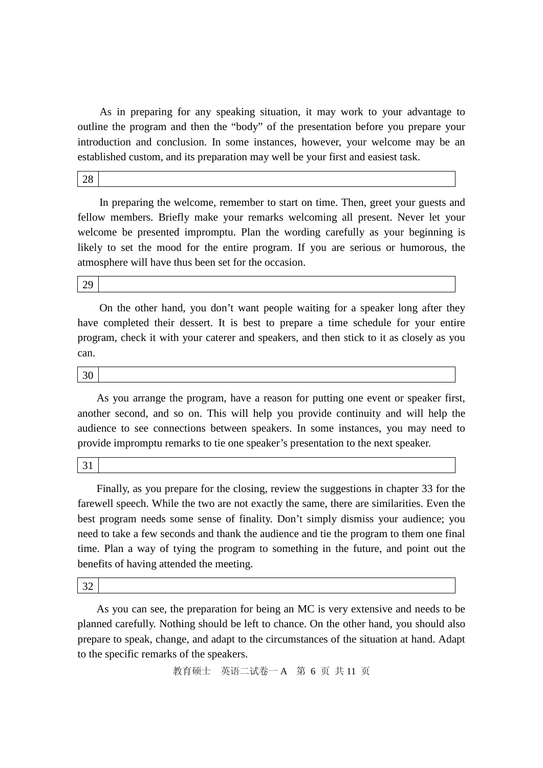As in preparing for any speaking situation, it may work to your advantage to outline the program and then the "body" of the presentation before you prepare your introduction and conclusion. In some instances, however, your welcome may be an established custom, and its preparation may well be your first and easiest task.

| 28 | |
|---|---|

In preparing the welcome, remember to start on time. Then, greet your guests and fellow members. Briefly make your remarks welcoming all present. Never let your welcome be presented impromptu. Plan the wording carefully as your beginning is likely to set the mood for the entire program. If you are serious or humorous, the atmosphere will have thus been set for the occasion.

| 29 | |
|---|---|

On the other hand, you don't want people waiting for a speaker long after they have completed their dessert. It is best to prepare a time schedule for your entire program, check it with your caterer and speakers, and then stick to it as closely as you can.

| 30 | |
|---|---|

As you arrange the program, have a reason for putting one event or speaker first, another second, and so on. This will help you provide continuity and will help the audience to see connections between speakers. In some instances, you may need to provide impromptu remarks to tie one speaker's presentation to the next speaker.

| 31 | |
|---|---|

Finally, as you prepare for the closing, review the suggestions in chapter 33 for the farewell speech. While the two are not exactly the same, there are similarities. Even the best program needs some sense of finality. Don't simply dismiss your audience; you need to take a few seconds and thank the audience and tie the program to them one final time. Plan a way of tying the program to something in the future, and point out the benefits of having attended the meeting.

| 32 | |
|---|---|

As you can see, the preparation for being an MC is very extensive and needs to be planned carefully. Nothing should be left to chance. On the other hand, you should also prepare to speak, change, and adapt to the circumstances of the situation at hand. Adapt to the specific remarks of the speakers.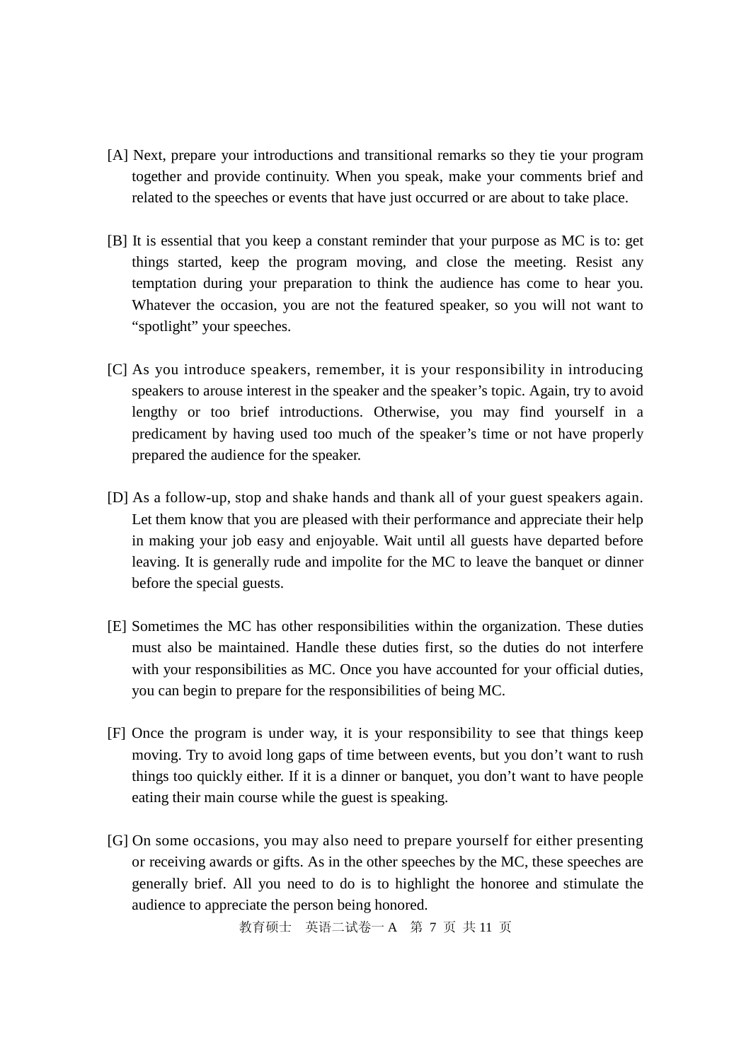[A] Next, prepare your introductions and transitional remarks so they tie your program together and provide continuity. When you speak, make your comments brief and related to the speeches or events that have just occurred or are about to take place.

[B] It is essential that you keep a constant reminder that your purpose as MC is to: get things started, keep the program moving, and close the meeting. Resist any temptation during your preparation to think the audience has come to hear you. Whatever the occasion, you are not the featured speaker, so you will not want to "spotlight" your speeches.

[C] As you introduce speakers, remember, it is your responsibility in introducing speakers to arouse interest in the speaker and the speaker's topic. Again, try to avoid lengthy or too brief introductions. Otherwise, you may find yourself in a predicament by having used too much of the speaker's time or not have properly prepared the audience for the speaker.

[D] As a follow-up, stop and shake hands and thank all of your guest speakers again. Let them know that you are pleased with their performance and appreciate their help in making your job easy and enjoyable. Wait until all guests have departed before leaving. It is generally rude and impolite for the MC to leave the banquet or dinner before the special guests.

[E] Sometimes the MC has other responsibilities within the organization. These duties must also be maintained. Handle these duties first, so the duties do not interfere with your responsibilities as MC. Once you have accounted for your official duties, you can begin to prepare for the responsibilities of being MC.

[F] Once the program is under way, it is your responsibility to see that things keep moving. Try to avoid long gaps of time between events, but you don't want to rush things too quickly either. If it is a dinner or banquet, you don't want to have people eating their main course while the guest is speaking.

[G] On some occasions, you may also need to prepare yourself for either presenting or receiving awards or gifts. As in the other speeches by the MC, these speeches are generally brief. All you need to do is to highlight the honoree and stimulate the audience to appreciate the person being honored.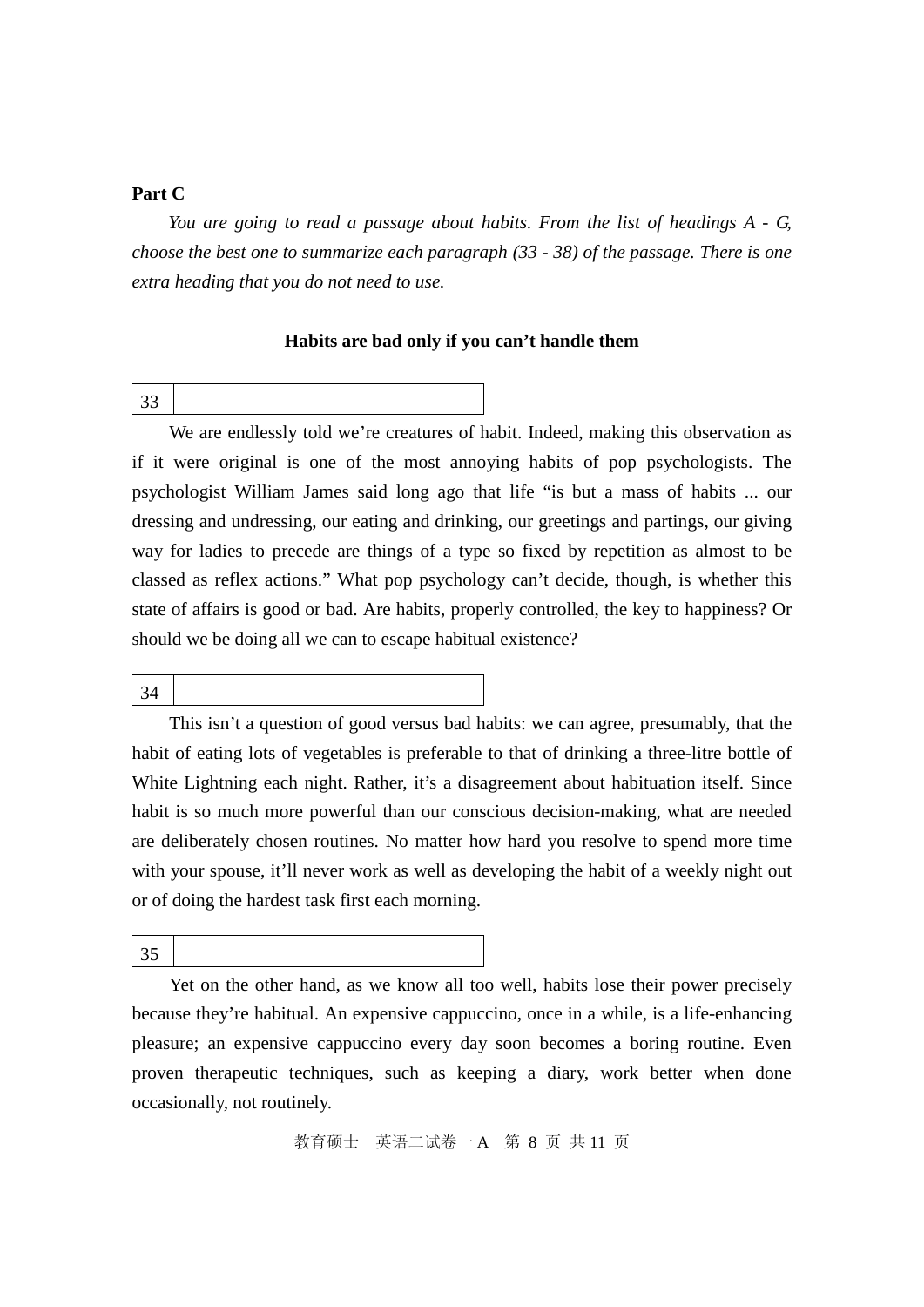**Part C**

*You are going to read a passage about habits. From the list of headings A - G, choose the best one to summarize each paragraph (33 - 38) of the passage. There is one extra heading that you do not need to use.*

**Habits are bad only if you can't handle them**

| 33 | |
|---|---|

We are endlessly told we're creatures of habit. Indeed, making this observation as if it were original is one of the most annoying habits of pop psychologists. The psychologist William James said long ago that life "is but a mass of habits ... our dressing and undressing, our eating and drinking, our greetings and partings, our giving way for ladies to precede are things of a type so fixed by repetition as almost to be classed as reflex actions." What pop psychology can't decide, though, is whether this state of affairs is good or bad. Are habits, properly controlled, the key to happiness? Or should we be doing all we can to escape habitual existence?

| 34 | |
|---|---|

This isn't a question of good versus bad habits: we can agree, presumably, that the habit of eating lots of vegetables is preferable to that of drinking a three-litre bottle of White Lightning each night. Rather, it's a disagreement about habituation itself. Since habit is so much more powerful than our conscious decision-making, what are needed are deliberately chosen routines. No matter how hard you resolve to spend more time with your spouse, it'll never work as well as developing the habit of a weekly night out or of doing the hardest task first each morning.

| 35 | |
|---|---|

Yet on the other hand, as we know all too well, habits lose their power precisely because they're habitual. An expensive cappuccino, once in a while, is a life-enhancing pleasure; an expensive cappuccino every day soon becomes a boring routine. Even proven therapeutic techniques, such as keeping a diary, work better when done occasionally, not routinely.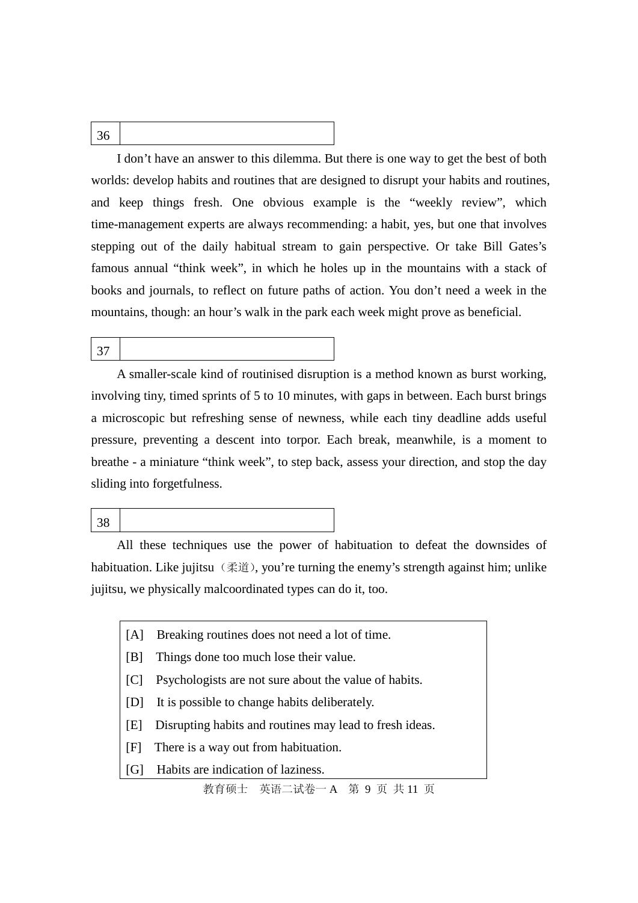| 36 | |
|---|---|

I don't have an answer to this dilemma. But there is one way to get the best of both worlds: develop habits and routines that are designed to disrupt your habits and routines, and keep things fresh. One obvious example is the "weekly review", which time-management experts are always recommending: a habit, yes, but one that involves stepping out of the daily habitual stream to gain perspective. Or take Bill Gates's famous annual "think week", in which he holes up in the mountains with a stack of books and journals, to reflect on future paths of action. You don't need a week in the mountains, though: an hour's walk in the park each week might prove as beneficial.

| 37 | |
|---|---|

A smaller-scale kind of routinised disruption is a method known as burst working, involving tiny, timed sprints of 5 to 10 minutes, with gaps in between. Each burst brings a microscopic but refreshing sense of newness, while each tiny deadline adds useful pressure, preventing a descent into torpor. Each break, meanwhile, is a moment to breathe - a miniature "think week", to step back, assess your direction, and stop the day sliding into forgetfulness.

| 38 | |
|---|---|

All these techniques use the power of habituation to defeat the downsides of habituation. Like jujitsu（柔道）, you're turning the enemy's strength against him; unlike jujitsu, we physically malcoordinated types can do it, too.

[A] Breaking routines does not need a lot of time.
[B] Things done too much lose their value.
[C] Psychologists are not sure about the value of habits.
[D] It is possible to change habits deliberately.
[E] Disrupting habits and routines may lead to fresh ideas.
[F] There is a way out from habituation.
[G] Habits are indication of laziness.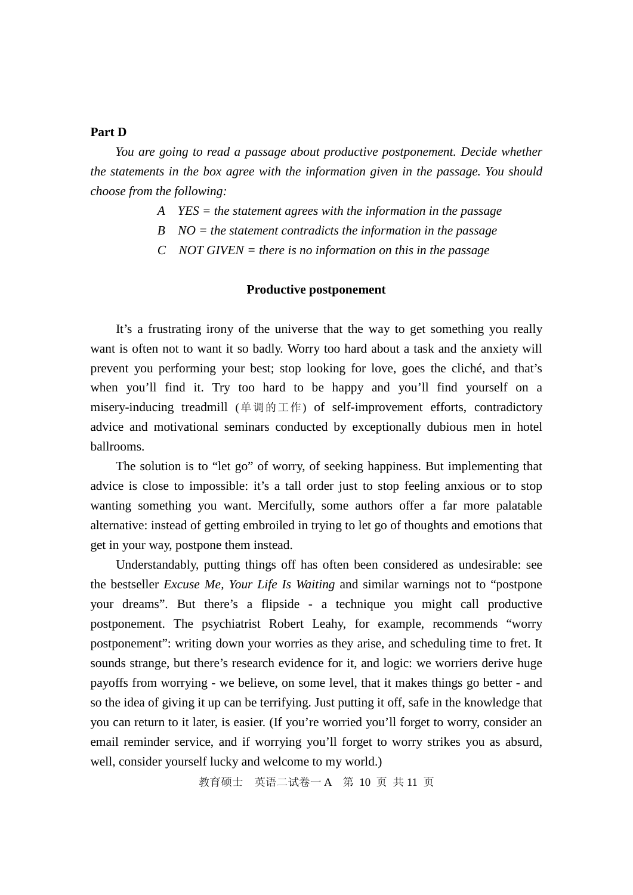**Part D**

*You are going to read a passage about productive postponement. Decide whether the statements in the box agree with the information given in the passage. You should choose from the following:*

*A YES = the statement agrees with the information in the passage*

*B NO = the statement contradicts the information in the passage*

*C NOT GIVEN = there is no information on this in the passage*

**Productive postponement**

It's a frustrating irony of the universe that the way to get something you really want is often not to want it so badly. Worry too hard about a task and the anxiety will prevent you performing your best; stop looking for love, goes the cliché, and that's when you'll find it. Try too hard to be happy and you'll find yourself on a misery-inducing treadmill (单调的工作) of self-improvement efforts, contradictory advice and motivational seminars conducted by exceptionally dubious men in hotel ballrooms.

The solution is to "let go" of worry, of seeking happiness. But implementing that advice is close to impossible: it's a tall order just to stop feeling anxious or to stop wanting something you want. Mercifully, some authors offer a far more palatable alternative: instead of getting embroiled in trying to let go of thoughts and emotions that get in your way, postpone them instead.

Understandably, putting things off has often been considered as undesirable: see the bestseller *Excuse Me, Your Life Is Waiting* and similar warnings not to "postpone your dreams". But there's a flipside - a technique you might call productive postponement. The psychiatrist Robert Leahy, for example, recommends "worry postponement": writing down your worries as they arise, and scheduling time to fret. It sounds strange, but there's research evidence for it, and logic: we worriers derive huge payoffs from worrying - we believe, on some level, that it makes things go better - and so the idea of giving it up can be terrifying. Just putting it off, safe in the knowledge that you can return to it later, is easier. (If you're worried you'll forget to worry, consider an email reminder service, and if worrying you'll forget to worry strikes you as absurd, well, consider yourself lucky and welcome to my world.)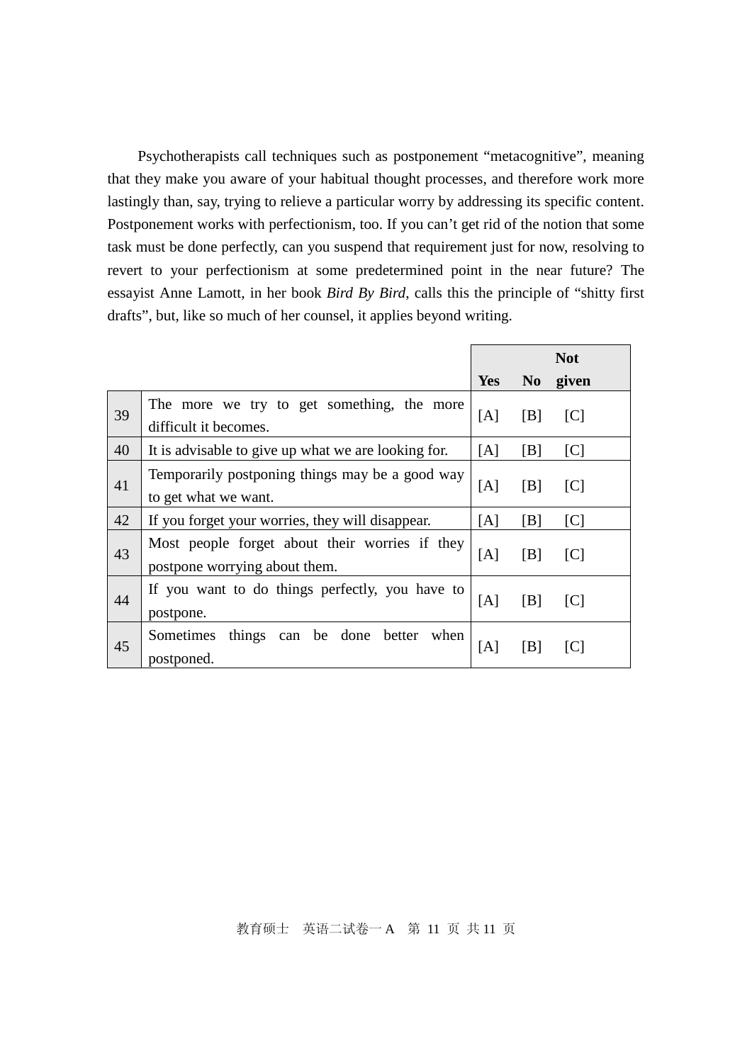Psychotherapists call techniques such as postponement "metacognitive", meaning that they make you aware of your habitual thought processes, and therefore work more lastingly than, say, trying to relieve a particular worry by addressing its specific content. Postponement works with perfectionism, too. If you can't get rid of the notion that some task must be done perfectly, can you suspend that requirement just for now, resolving to revert to your perfectionism at some predetermined point in the near future? The essayist Anne Lamott, in her book *Bird By Bird*, calls this the principle of "shitty first drafts", but, like so much of her counsel, it applies beyond writing.

| | | Yes | No | Not given |
|---|---|---|---|---|
| 39 | The more we try to get something, the more difficult it becomes. | [A] | [B] | [C] |
| 40 | It is advisable to give up what we are looking for. | [A] | [B] | [C] |
| 41 | Temporarily postponing things may be a good way to get what we want. | [A] | [B] | [C] |
| 42 | If you forget your worries, they will disappear. | [A] | [B] | [C] |
| 43 | Most people forget about their worries if they postpone worrying about them. | [A] | [B] | [C] |
| 44 | If you want to do things perfectly, you have to postpone. | [A] | [B] | [C] |
| 45 | Sometimes things can be done better when postponed. | [A] | [B] | [C] |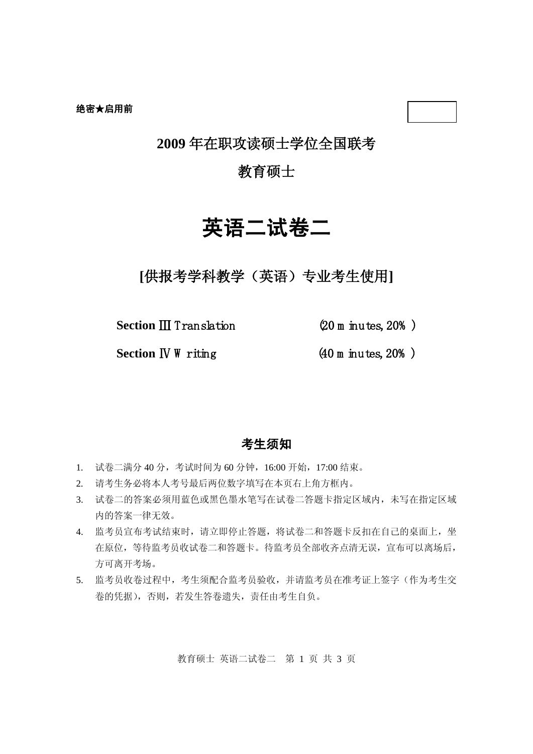**绝密★启用前**

# 2009年在职攻读硕士学位全国联考

# 教育硕士

# 英语二试卷二

## [供报考学科教学（英语）专业考生使用]

**Section Ⅲ** Translation (20 minutes, 20%)

**Section Ⅳ** Writing (40 minutes, 20%)

### 考生须知

1. 试卷二满分40分，考试时间为60分钟，16:00开始，17:00结束。
2. 请考生务必将本人考号最后两位数字填写在本页右上角方框内。
3. 试卷二的答案必须用蓝色或黑色墨水笔写在试卷二答题卡指定区域内，未写在指定区域内的答案一律无效。
4. 监考员宣布考试结束时，请立即停止答题，将试卷二和答题卡反扣在自己的桌面上，坐在原位，等待监考员收试卷二和答题卡。待监考员全部收齐点清无误，宣布可以离场后，方可离开考场。
5. 监考员收卷过程中，考生须配合监考员验收，并请监考员在准考证上签字（作为考生交卷的凭据），否则，若发生答卷遗失，责任由考生自负。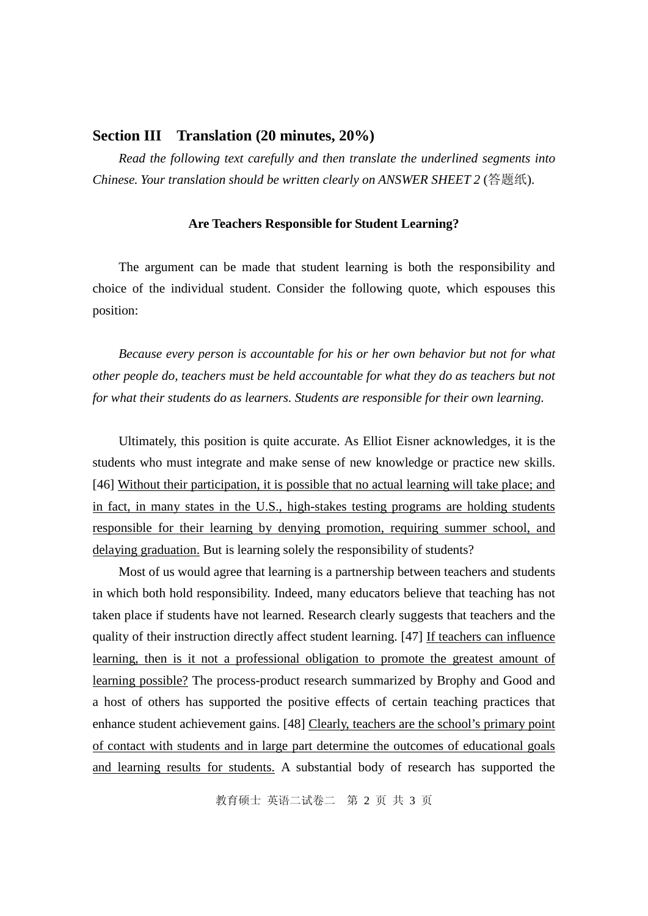## Section III  Translation (20 minutes, 20%)

*Read the following text carefully and then translate the underlined segments into Chinese. Your translation should be written clearly on ANSWER SHEET 2* (答题纸).

**Are Teachers Responsible for Student Learning?**

The argument can be made that student learning is both the responsibility and choice of the individual student. Consider the following quote, which espouses this position:

*Because every person is accountable for his or her own behavior but not for what other people do, teachers must be held accountable for what they do as teachers but not for what their students do as learners. Students are responsible for their own learning.*

Ultimately, this position is quite accurate. As Elliot Eisner acknowledges, it is the students who must integrate and make sense of new knowledge or practice new skills. [46] <u>Without their participation, it is possible that no actual learning will take place; and in fact, in many states in the U.S., high-stakes testing programs are holding students responsible for their learning by denying promotion, requiring summer school, and delaying graduation.</u> But is learning solely the responsibility of students?

Most of us would agree that learning is a partnership between teachers and students in which both hold responsibility. Indeed, many educators believe that teaching has not taken place if students have not learned. Research clearly suggests that teachers and the quality of their instruction directly affect student learning. [47] <u>If teachers can influence learning, then is it not a professional obligation to promote the greatest amount of learning possible?</u> The process-product research summarized by Brophy and Good and a host of others has supported the positive effects of certain teaching practices that enhance student achievement gains. [48] <u>Clearly, teachers are the school's primary point of contact with students and in large part determine the outcomes of educational goals and learning results for students.</u> A substantial body of research has supported the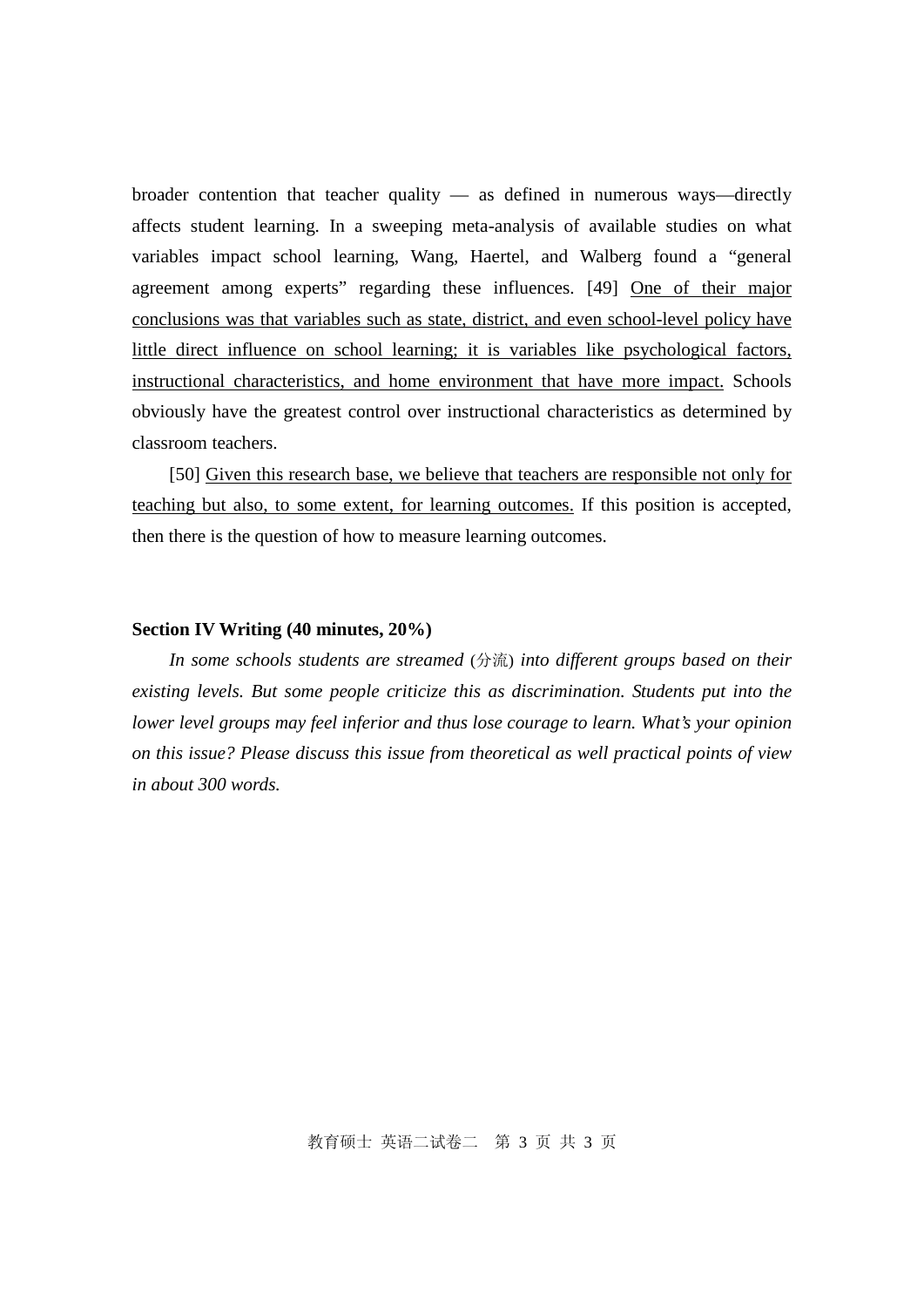broader contention that teacher quality — as defined in numerous ways—directly affects student learning. In a sweeping meta-analysis of available studies on what variables impact school learning, Wang, Haertel, and Walberg found a "general agreement among experts" regarding these influences. [49] <u>One of their major conclusions was that variables such as state, district, and even school-level policy have little direct influence on school learning; it is variables like psychological factors, instructional characteristics, and home environment that have more impact.</u> Schools obviously have the greatest control over instructional characteristics as determined by classroom teachers.

[50] <u>Given this research base, we believe that teachers are responsible not only for teaching but also, to some extent, for learning outcomes.</u> If this position is accepted, then there is the question of how to measure learning outcomes.

**Section IV Writing (40 minutes, 20%)**

*In some schools students are streamed* (分流) *into different groups based on their existing levels. But some people criticize this as discrimination. Students put into the lower level groups may feel inferior and thus lose courage to learn. What's your opinion on this issue? Please discuss this issue from theoretical as well practical points of view in about 300 words.*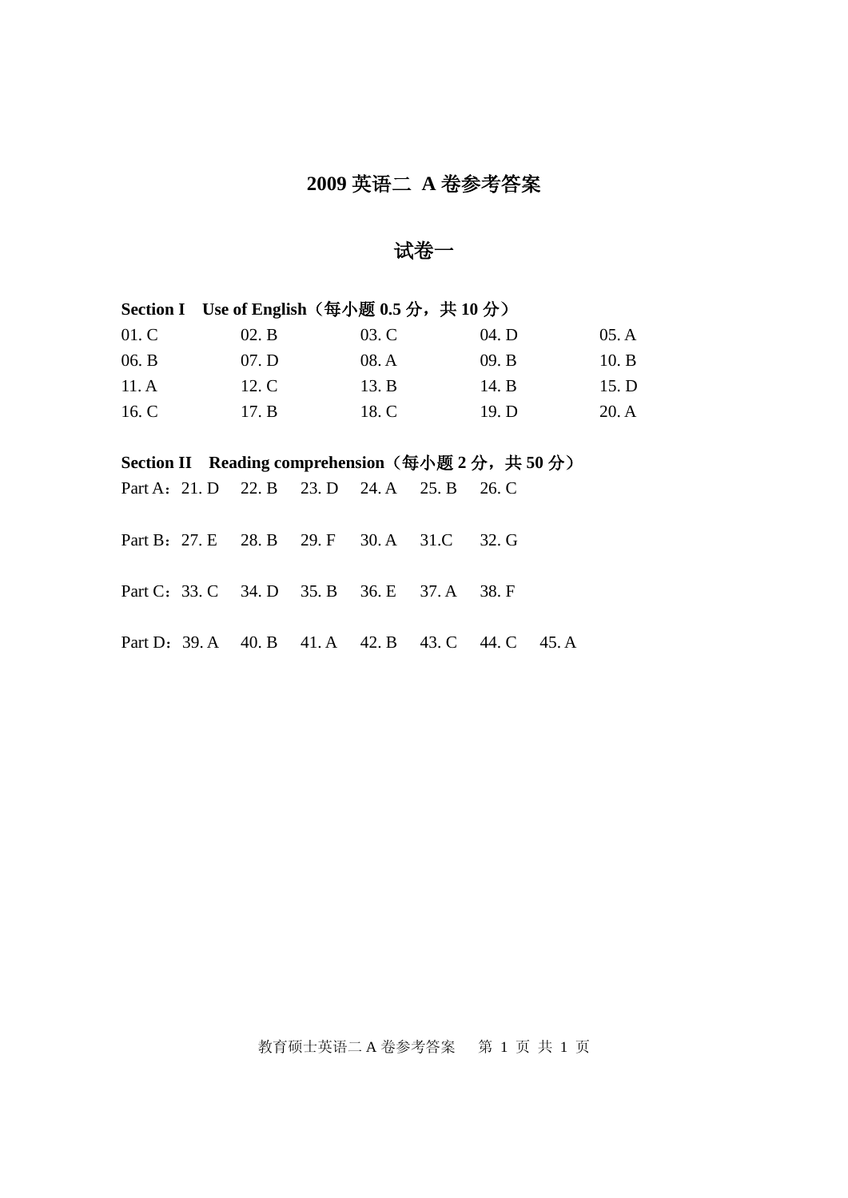# 2009 英语二 A 卷参考答案

## 试卷一

**Section I　Use of English（每小题 0.5 分，共 10 分）**

| | | | | |
|---|---|---|---|---|
| 01. C | 02. B | 03. C | 04. D | 05. A |
| 06. B | 07. D | 08. A | 09. B | 10. B |
| 11. A | 12. C | 13. B | 14. B | 15. D |
| 16. C | 17. B | 18. C | 19. D | 20. A |

**Section II　Reading comprehension（每小题 2 分，共 50 分）**

Part A：21. D　22. B　23. D　24. A　25. B　26. C

Part B：27. E　28. B　29. F　30. A　31.C　32. G

Part C：33. C　34. D　35. B　36. E　37. A　38. F

Part D：39. A　40. B　41. A　42. B　43. C　44. C　45. A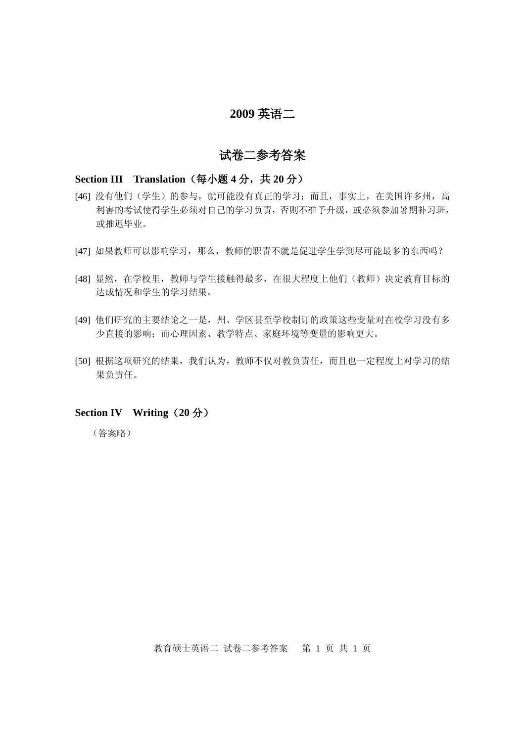# 2009 英语二

## 试卷二参考答案

### Section III Translation（每小题 4 分，共 20 分）

[46] 没有他们（学生）的参与，就可能没有真正的学习；而且，事实上，在美国许多州，高利害的考试使得学生必须对自己的学习负责，否则不准予升级，或必须参加暑期补习班，或推迟毕业。

[47] 如果教师可以影响学习，那么，教师的职责不就是促进学生学到尽可能最多的东西吗？

[48] 显然，在学校里，教师与学生接触得最多，在很大程度上他们（教师）决定教育目标的达成情况和学生的学习结果。

[49] 他们研究的主要结论之一是，州、学区甚至学校制订的政策这些变量对在校学习没有多少直接的影响；而心理因素、教学特点、家庭环境等变量的影响更大。

[50] 根据这项研究的结果，我们认为，教师不仅对教负责任，而且也一定程度上对学习的结果负责任。

### Section IV Writing（20 分）

（答案略）